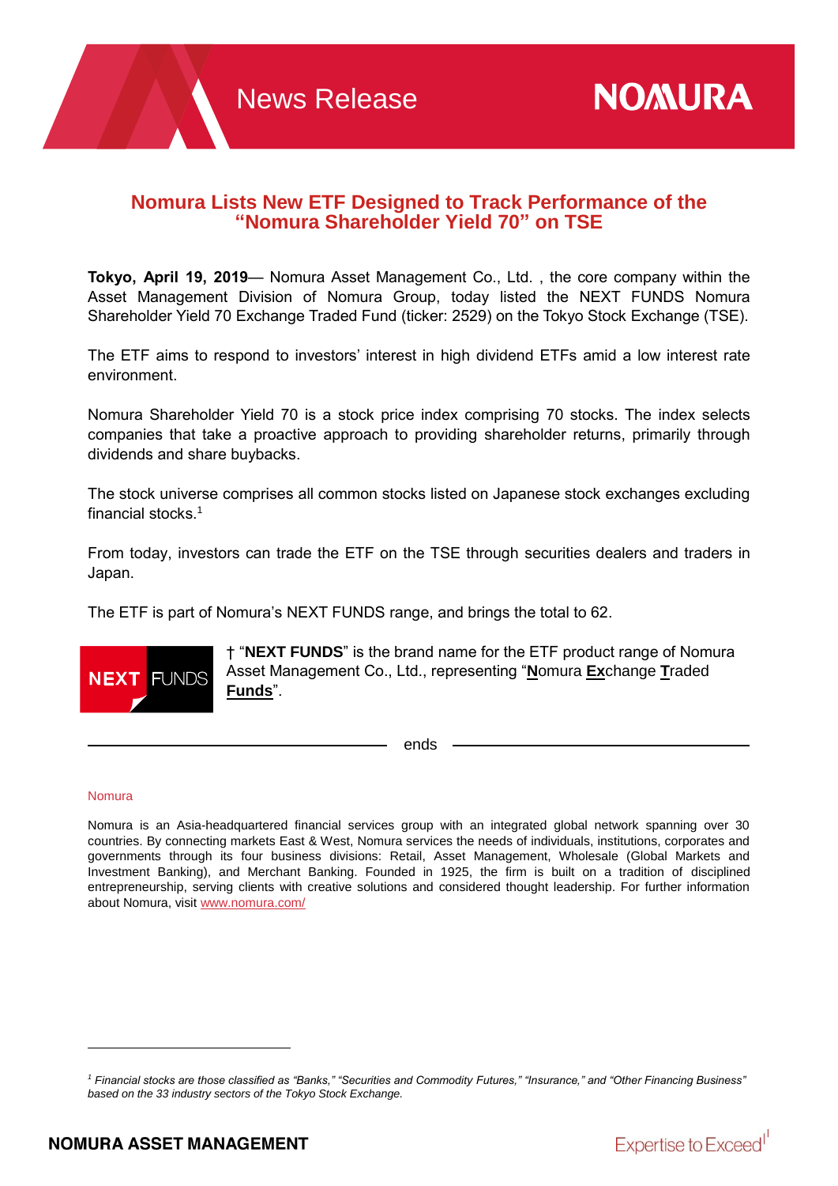News Release

# Nomura Lists New ETF Designed to Track Performance of the "Nomura Shareholder Yield 70" on TSE

**Tokyo, April 19, 2019**— Nomura Asset Management Co., Ltd. , the core company within the Asset Management Division of Nomura Group, today listed the NEXT FUNDS Nomura Shareholder Yield 70 Exchange Traded Fund (ticker: 2529) on the Tokyo Stock Exchange (TSE).

The ETF aims to respond to investors' interest in high dividend ETFs amid a low interest rate environment.

Nomura Shareholder Yield 70 is a stock price index comprising 70 stocks. The index selects companies that take a proactive approach to providing shareholder returns, primarily through dividends and share buybacks.

The stock universe comprises all common stocks listed on Japanese stock exchanges excluding financial stocks.[1]

From today, investors can trade the ETF on the TSE through securities dealers and traders in Japan.

The ETF is part of Nomura's NEXT FUNDS range, and brings the total to 62.

NEXT FUNDS

† "**NEXT FUNDS**" is the brand name for the ETF product range of Nomura Asset Management Co., Ltd., representing "**N**omura **Ex**change **T**raded **Funds**".

ends

Nomura

Nomura is an Asia-headquartered financial services group with an integrated global network spanning over 30 countries. By connecting markets East & West, Nomura services the needs of individuals, institutions, corporates and governments through its four business divisions: Retail, Asset Management, Wholesale (Global Markets and Investment Banking), and Merchant Banking. Founded in 1925, the firm is built on a tradition of disciplined entrepreneurship, serving clients with creative solutions and considered thought leadership. For further information about Nomura, visit www.nomura.com/

*[1] Financial stocks are those classified as "Banks," "Securities and Commodity Futures," "Insurance," and "Other Financing Business" based on the 33 industry sectors of the Tokyo Stock Exchange.*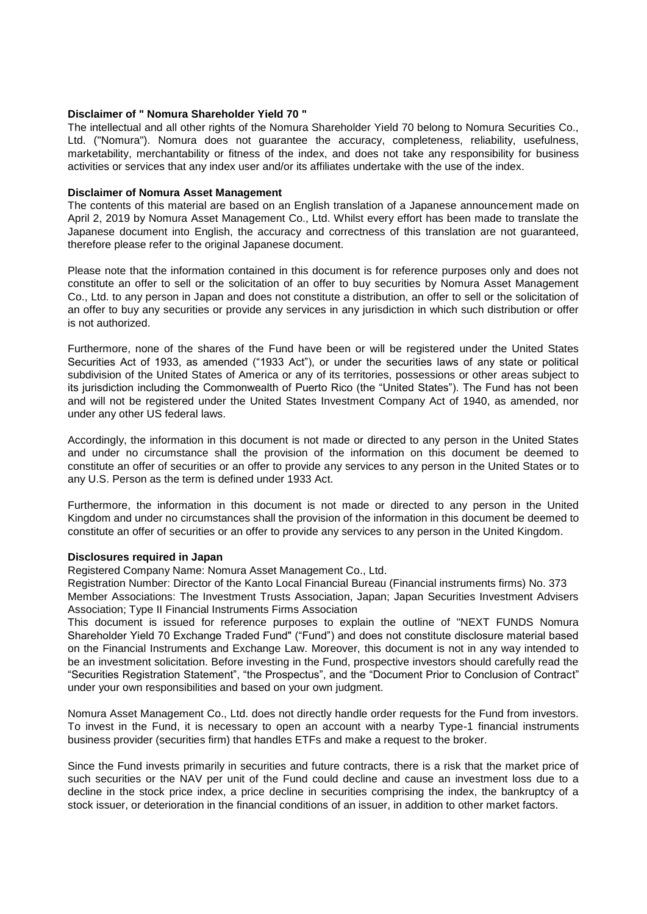**Disclaimer of " Nomura Shareholder Yield 70 "**

The intellectual and all other rights of the Nomura Shareholder Yield 70 belong to Nomura Securities Co., Ltd. ("Nomura"). Nomura does not guarantee the accuracy, completeness, reliability, usefulness, marketability, merchantability or fitness of the index, and does not take any responsibility for business activities or services that any index user and/or its affiliates undertake with the use of the index.

**Disclaimer of Nomura Asset Management**

The contents of this material are based on an English translation of a Japanese announcement made on April 2, 2019 by Nomura Asset Management Co., Ltd. Whilst every effort has been made to translate the Japanese document into English, the accuracy and correctness of this translation are not guaranteed, therefore please refer to the original Japanese document.

Please note that the information contained in this document is for reference purposes only and does not constitute an offer to sell or the solicitation of an offer to buy securities by Nomura Asset Management Co., Ltd. to any person in Japan and does not constitute a distribution, an offer to sell or the solicitation of an offer to buy any securities or provide any services in any jurisdiction in which such distribution or offer is not authorized.

Furthermore, none of the shares of the Fund have been or will be registered under the United States Securities Act of 1933, as amended ("1933 Act"), or under the securities laws of any state or political subdivision of the United States of America or any of its territories, possessions or other areas subject to its jurisdiction including the Commonwealth of Puerto Rico (the "United States"). The Fund has not been and will not be registered under the United States Investment Company Act of 1940, as amended, nor under any other US federal laws.

Accordingly, the information in this document is not made or directed to any person in the United States and under no circumstance shall the provision of the information on this document be deemed to constitute an offer of securities or an offer to provide any services to any person in the United States or to any U.S. Person as the term is defined under 1933 Act.

Furthermore, the information in this document is not made or directed to any person in the United Kingdom and under no circumstances shall the provision of the information in this document be deemed to constitute an offer of securities or an offer to provide any services to any person in the United Kingdom.

**Disclosures required in Japan**

Registered Company Name: Nomura Asset Management Co., Ltd.
Registration Number: Director of the Kanto Local Financial Bureau (Financial instruments firms) No. 373
Member Associations: The Investment Trusts Association, Japan; Japan Securities Investment Advisers Association; Type II Financial Instruments Firms Association
This document is issued for reference purposes to explain the outline of "NEXT FUNDS Nomura Shareholder Yield 70 Exchange Traded Fund" ("Fund") and does not constitute disclosure material based on the Financial Instruments and Exchange Law. Moreover, this document is not in any way intended to be an investment solicitation. Before investing in the Fund, prospective investors should carefully read the "Securities Registration Statement", "the Prospectus", and the "Document Prior to Conclusion of Contract" under your own responsibilities and based on your own judgment.

Nomura Asset Management Co., Ltd. does not directly handle order requests for the Fund from investors. To invest in the Fund, it is necessary to open an account with a nearby Type-1 financial instruments business provider (securities firm) that handles ETFs and make a request to the broker.

Since the Fund invests primarily in securities and future contracts, there is a risk that the market price of such securities or the NAV per unit of the Fund could decline and cause an investment loss due to a decline in the stock price index, a price decline in securities comprising the index, the bankruptcy of a stock issuer, or deterioration in the financial conditions of an issuer, in addition to other market factors.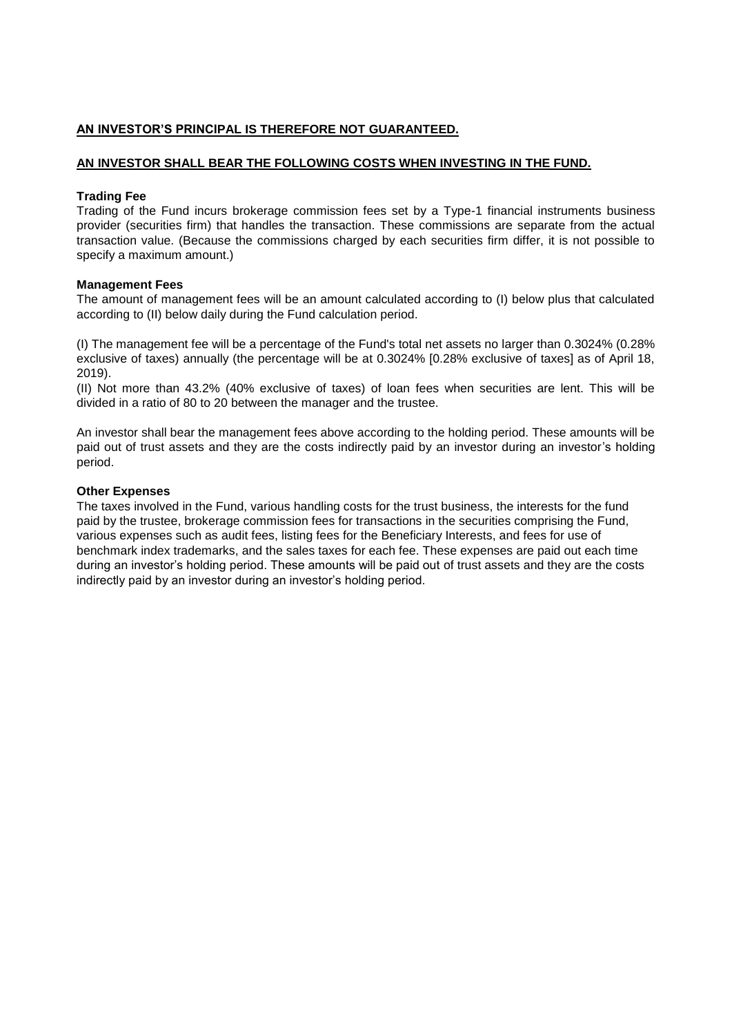**AN INVESTOR'S PRINCIPAL IS THEREFORE NOT GUARANTEED.**

**AN INVESTOR SHALL BEAR THE FOLLOWING COSTS WHEN INVESTING IN THE FUND.**

**Trading Fee**

Trading of the Fund incurs brokerage commission fees set by a Type-1 financial instruments business provider (securities firm) that handles the transaction. These commissions are separate from the actual transaction value. (Because the commissions charged by each securities firm differ, it is not possible to specify a maximum amount.)

**Management Fees**

The amount of management fees will be an amount calculated according to (I) below plus that calculated according to (II) below daily during the Fund calculation period.

(I) The management fee will be a percentage of the Fund's total net assets no larger than 0.3024% (0.28% exclusive of taxes) annually (the percentage will be at 0.3024% [0.28% exclusive of taxes] as of April 18, 2019).

(II) Not more than 43.2% (40% exclusive of taxes) of loan fees when securities are lent. This will be divided in a ratio of 80 to 20 between the manager and the trustee.

An investor shall bear the management fees above according to the holding period. These amounts will be paid out of trust assets and they are the costs indirectly paid by an investor during an investor's holding period.

**Other Expenses**

The taxes involved in the Fund, various handling costs for the trust business, the interests for the fund paid by the trustee, brokerage commission fees for transactions in the securities comprising the Fund, various expenses such as audit fees, listing fees for the Beneficiary Interests, and fees for use of benchmark index trademarks, and the sales taxes for each fee. These expenses are paid out each time during an investor's holding period. These amounts will be paid out of trust assets and they are the costs indirectly paid by an investor during an investor's holding period.